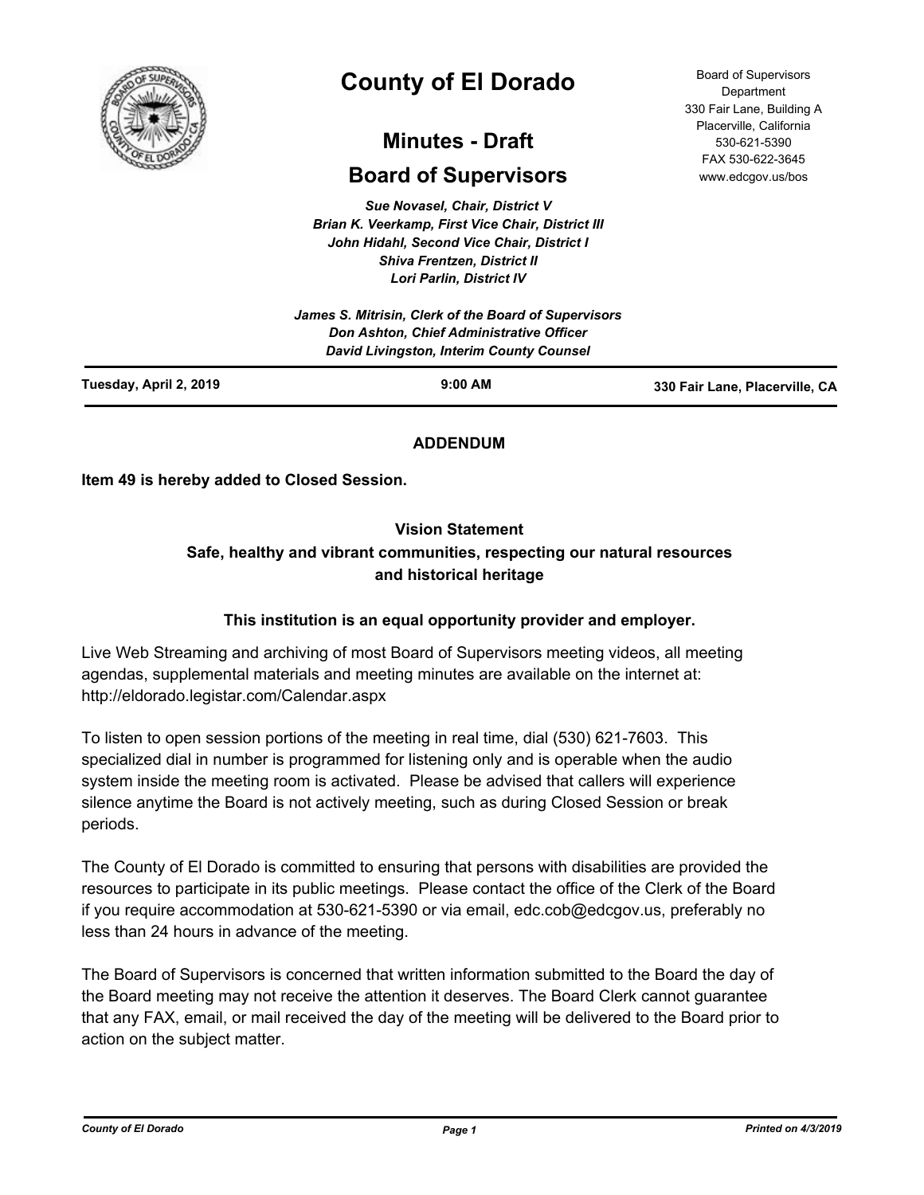# County of El Dorado

## Minutes - Draft

## Board of Supervisors

Board of Supervisors Department
330 Fair Lane, Building A
Placerville, California
530-621-5390
FAX 530-622-3645
www.edcgov.us/bos

*Sue Novasel, Chair, District V*
*Brian K. Veerkamp, First Vice Chair, District III*
*John Hidahl, Second Vice Chair, District I*
*Shiva Frentzen, District II*
*Lori Parlin, District IV*

*James S. Mitrisin, Clerk of the Board of Supervisors*
*Don Ashton, Chief Administrative Officer*
*David Livingston, Interim County Counsel*

**Tuesday, April 2, 2019** | **9:00 AM** | **330 Fair Lane, Placerville, CA**

**ADDENDUM**

**Item 49 is hereby added to Closed Session.**

**Vision Statement**
**Safe, healthy and vibrant communities, respecting our natural resources and historical heritage**

**This institution is an equal opportunity provider and employer.**

Live Web Streaming and archiving of most Board of Supervisors meeting videos, all meeting agendas, supplemental materials and meeting minutes are available on the internet at: http://eldorado.legistar.com/Calendar.aspx

To listen to open session portions of the meeting in real time, dial (530) 621-7603. This specialized dial in number is programmed for listening only and is operable when the audio system inside the meeting room is activated. Please be advised that callers will experience silence anytime the Board is not actively meeting, such as during Closed Session or break periods.

The County of El Dorado is committed to ensuring that persons with disabilities are provided the resources to participate in its public meetings. Please contact the office of the Clerk of the Board if you require accommodation at 530-621-5390 or via email, edc.cob@edcgov.us, preferably no less than 24 hours in advance of the meeting.

The Board of Supervisors is concerned that written information submitted to the Board the day of the Board meeting may not receive the attention it deserves. The Board Clerk cannot guarantee that any FAX, email, or mail received the day of the meeting will be delivered to the Board prior to action on the subject matter.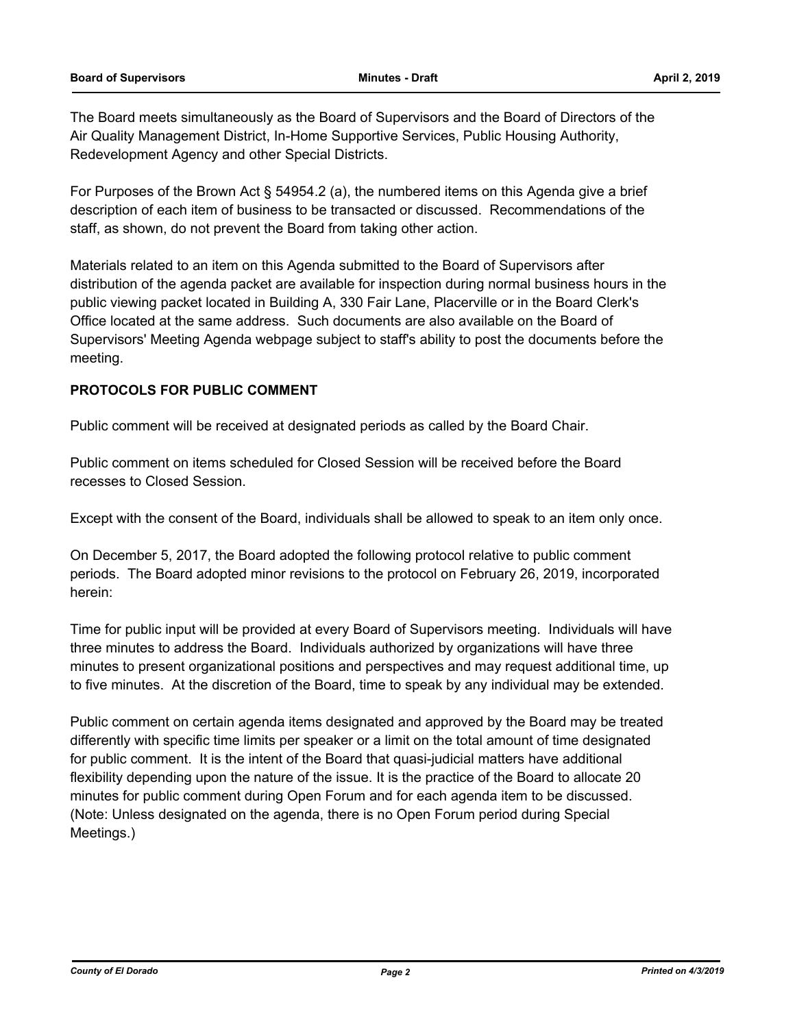The Board meets simultaneously as the Board of Supervisors and the Board of Directors of the Air Quality Management District, In-Home Supportive Services, Public Housing Authority, Redevelopment Agency and other Special Districts.

For Purposes of the Brown Act § 54954.2 (a), the numbered items on this Agenda give a brief description of each item of business to be transacted or discussed. Recommendations of the staff, as shown, do not prevent the Board from taking other action.

Materials related to an item on this Agenda submitted to the Board of Supervisors after distribution of the agenda packet are available for inspection during normal business hours in the public viewing packet located in Building A, 330 Fair Lane, Placerville or in the Board Clerk's Office located at the same address. Such documents are also available on the Board of Supervisors' Meeting Agenda webpage subject to staff's ability to post the documents before the meeting.

**PROTOCOLS FOR PUBLIC COMMENT**

Public comment will be received at designated periods as called by the Board Chair.

Public comment on items scheduled for Closed Session will be received before the Board recesses to Closed Session.

Except with the consent of the Board, individuals shall be allowed to speak to an item only once.

On December 5, 2017, the Board adopted the following protocol relative to public comment periods. The Board adopted minor revisions to the protocol on February 26, 2019, incorporated herein:

Time for public input will be provided at every Board of Supervisors meeting. Individuals will have three minutes to address the Board. Individuals authorized by organizations will have three minutes to present organizational positions and perspectives and may request additional time, up to five minutes. At the discretion of the Board, time to speak by any individual may be extended.

Public comment on certain agenda items designated and approved by the Board may be treated differently with specific time limits per speaker or a limit on the total amount of time designated for public comment. It is the intent of the Board that quasi-judicial matters have additional flexibility depending upon the nature of the issue. It is the practice of the Board to allocate 20 minutes for public comment during Open Forum and for each agenda item to be discussed. (Note: Unless designated on the agenda, there is no Open Forum period during Special Meetings.)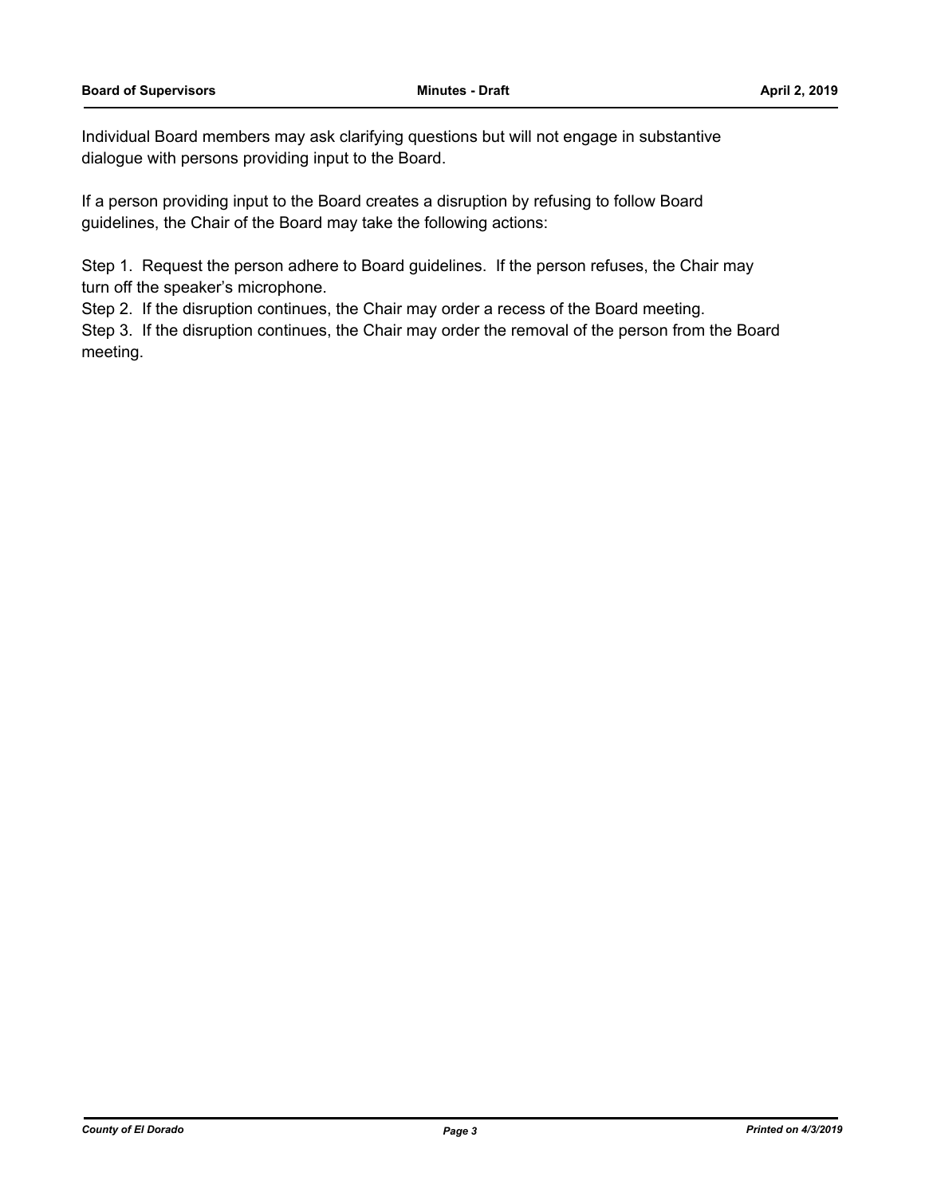Individual Board members may ask clarifying questions but will not engage in substantive dialogue with persons providing input to the Board.

If a person providing input to the Board creates a disruption by refusing to follow Board guidelines, the Chair of the Board may take the following actions:

Step 1. Request the person adhere to Board guidelines. If the person refuses, the Chair may turn off the speaker's microphone.

Step 2. If the disruption continues, the Chair may order a recess of the Board meeting.

Step 3. If the disruption continues, the Chair may order the removal of the person from the Board meeting.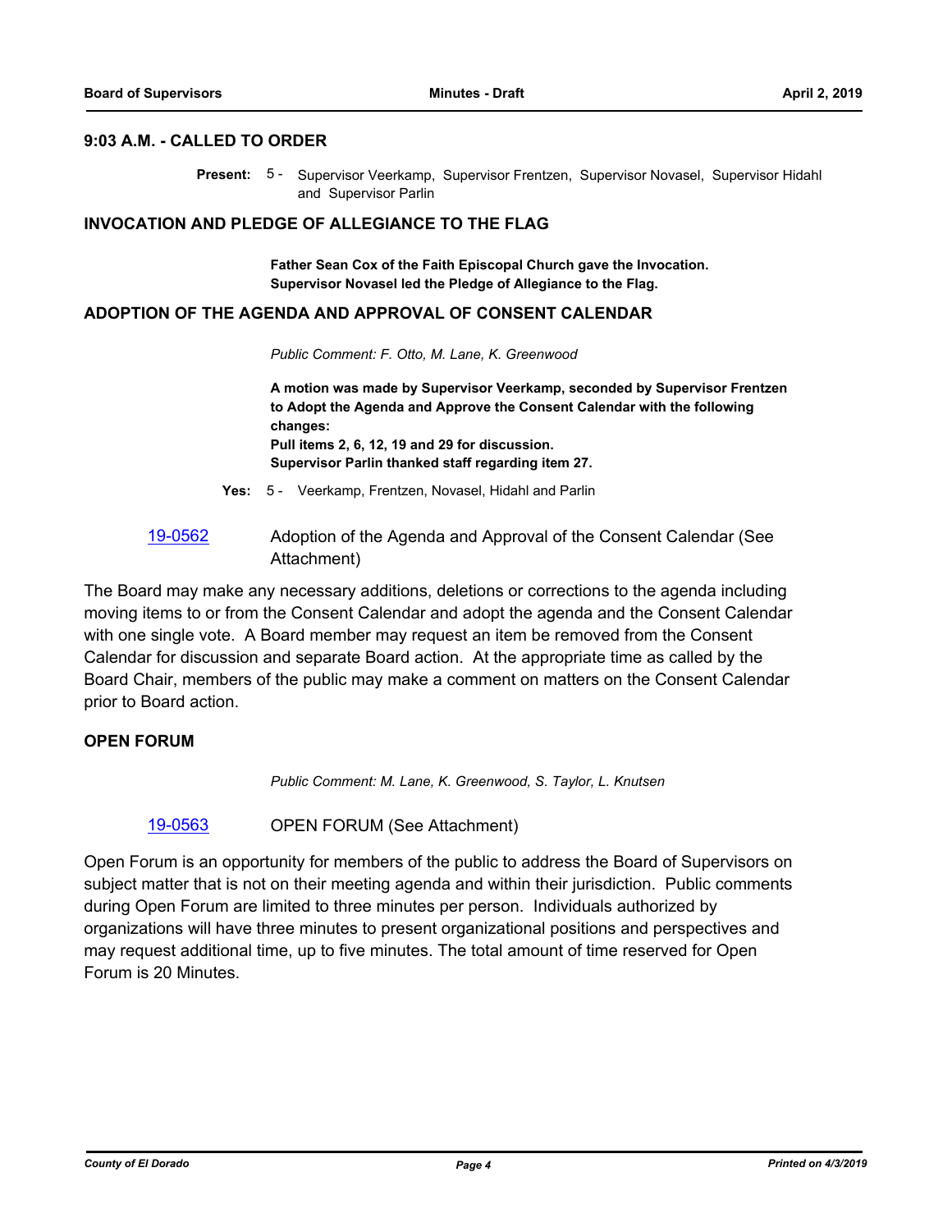## 9:03 A.M. - CALLED TO ORDER

**Present:** 5 - Supervisor Veerkamp, Supervisor Frentzen, Supervisor Novasel, Supervisor Hidahl and Supervisor Parlin

## INVOCATION AND PLEDGE OF ALLEGIANCE TO THE FLAG

**Father Sean Cox of the Faith Episcopal Church gave the Invocation.**
**Supervisor Novasel led the Pledge of Allegiance to the Flag.**

## ADOPTION OF THE AGENDA AND APPROVAL OF CONSENT CALENDAR

*Public Comment: F. Otto, M. Lane, K. Greenwood*

**A motion was made by Supervisor Veerkamp, seconded by Supervisor Frentzen to Adopt the Agenda and Approve the Consent Calendar with the following changes:**
**Pull items 2, 6, 12, 19 and 29 for discussion.**
**Supervisor Parlin thanked staff regarding item 27.**

**Yes:** 5 - Veerkamp, Frentzen, Novasel, Hidahl and Parlin

[19-0562](19-0562) Adoption of the Agenda and Approval of the Consent Calendar (See Attachment)

The Board may make any necessary additions, deletions or corrections to the agenda including moving items to or from the Consent Calendar and adopt the agenda and the Consent Calendar with one single vote. A Board member may request an item be removed from the Consent Calendar for discussion and separate Board action. At the appropriate time as called by the Board Chair, members of the public may make a comment on matters on the Consent Calendar prior to Board action.

## OPEN FORUM

*Public Comment: M. Lane, K. Greenwood, S. Taylor, L. Knutsen*

[19-0563](19-0563) OPEN FORUM (See Attachment)

Open Forum is an opportunity for members of the public to address the Board of Supervisors on subject matter that is not on their meeting agenda and within their jurisdiction. Public comments during Open Forum are limited to three minutes per person. Individuals authorized by organizations will have three minutes to present organizational positions and perspectives and may request additional time, up to five minutes. The total amount of time reserved for Open Forum is 20 Minutes.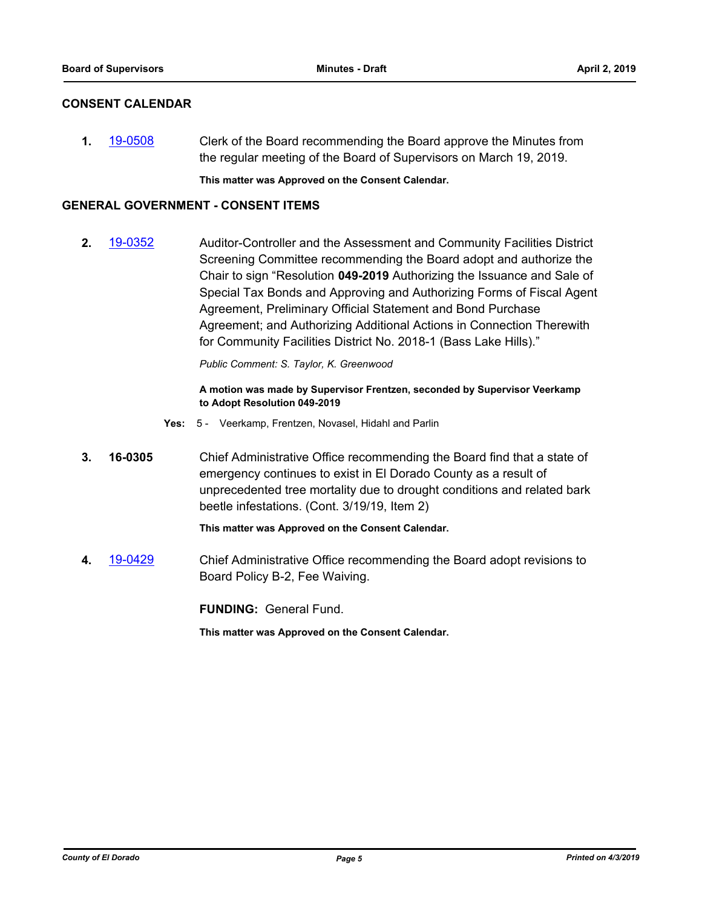## CONSENT CALENDAR

**1.** 19-0508 Clerk of the Board recommending the Board approve the Minutes from the regular meeting of the Board of Supervisors on March 19, 2019.

**This matter was Approved on the Consent Calendar.**

## GENERAL GOVERNMENT - CONSENT ITEMS

**2.** 19-0352 Auditor-Controller and the Assessment and Community Facilities District Screening Committee recommending the Board adopt and authorize the Chair to sign "Resolution **049-2019** Authorizing the Issuance and Sale of Special Tax Bonds and Approving and Authorizing Forms of Fiscal Agent Agreement, Preliminary Official Statement and Bond Purchase Agreement; and Authorizing Additional Actions in Connection Therewith for Community Facilities District No. 2018-1 (Bass Lake Hills)."

*Public Comment: S. Taylor, K. Greenwood*

**A motion was made by Supervisor Frentzen, seconded by Supervisor Veerkamp to Adopt Resolution 049-2019**

**Yes:** 5 - Veerkamp, Frentzen, Novasel, Hidahl and Parlin

**3.** **16-0305** Chief Administrative Office recommending the Board find that a state of emergency continues to exist in El Dorado County as a result of unprecedented tree mortality due to drought conditions and related bark beetle infestations. (Cont. 3/19/19, Item 2)

**This matter was Approved on the Consent Calendar.**

**4.** 19-0429 Chief Administrative Office recommending the Board adopt revisions to Board Policy B-2, Fee Waiving.

**FUNDING:** General Fund.

**This matter was Approved on the Consent Calendar.**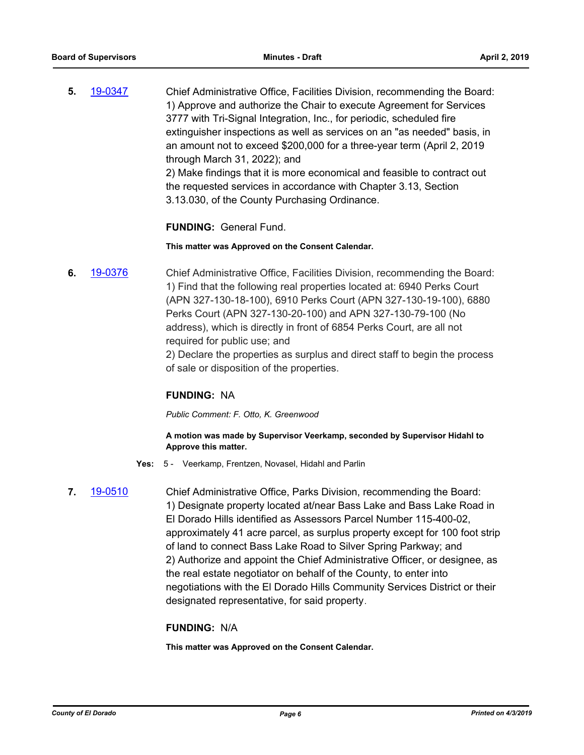**5.** 19-0347 Chief Administrative Office, Facilities Division, recommending the Board:
1) Approve and authorize the Chair to execute Agreement for Services 3777 with Tri-Signal Integration, Inc., for periodic, scheduled fire extinguisher inspections as well as services on an "as needed" basis, in an amount not to exceed $200,000 for a three-year term (April 2, 2019 through March 31, 2022); and
2) Make findings that it is more economical and feasible to contract out the requested services in accordance with Chapter 3.13, Section 3.13.030, of the County Purchasing Ordinance.

**FUNDING:** General Fund.

**This matter was Approved on the Consent Calendar.**

**6.** 19-0376 Chief Administrative Office, Facilities Division, recommending the Board:
1) Find that the following real properties located at: 6940 Perks Court (APN 327-130-18-100), 6910 Perks Court (APN 327-130-19-100), 6880 Perks Court (APN 327-130-20-100) and APN 327-130-79-100 (No address), which is directly in front of 6854 Perks Court, are all not required for public use; and
2) Declare the properties as surplus and direct staff to begin the process of sale or disposition of the properties.

**FUNDING:** NA

*Public Comment: F. Otto, K. Greenwood*

**A motion was made by Supervisor Veerkamp, seconded by Supervisor Hidahl to Approve this matter.**

**Yes:** 5 - Veerkamp, Frentzen, Novasel, Hidahl and Parlin

**7.** 19-0510 Chief Administrative Office, Parks Division, recommending the Board:
1) Designate property located at/near Bass Lake and Bass Lake Road in El Dorado Hills identified as Assessors Parcel Number 115-400-02, approximately 41 acre parcel, as surplus property except for 100 foot strip of land to connect Bass Lake Road to Silver Spring Parkway; and
2) Authorize and appoint the Chief Administrative Officer, or designee, as the real estate negotiator on behalf of the County, to enter into negotiations with the El Dorado Hills Community Services District or their designated representative, for said property.

**FUNDING:** N/A

**This matter was Approved on the Consent Calendar.**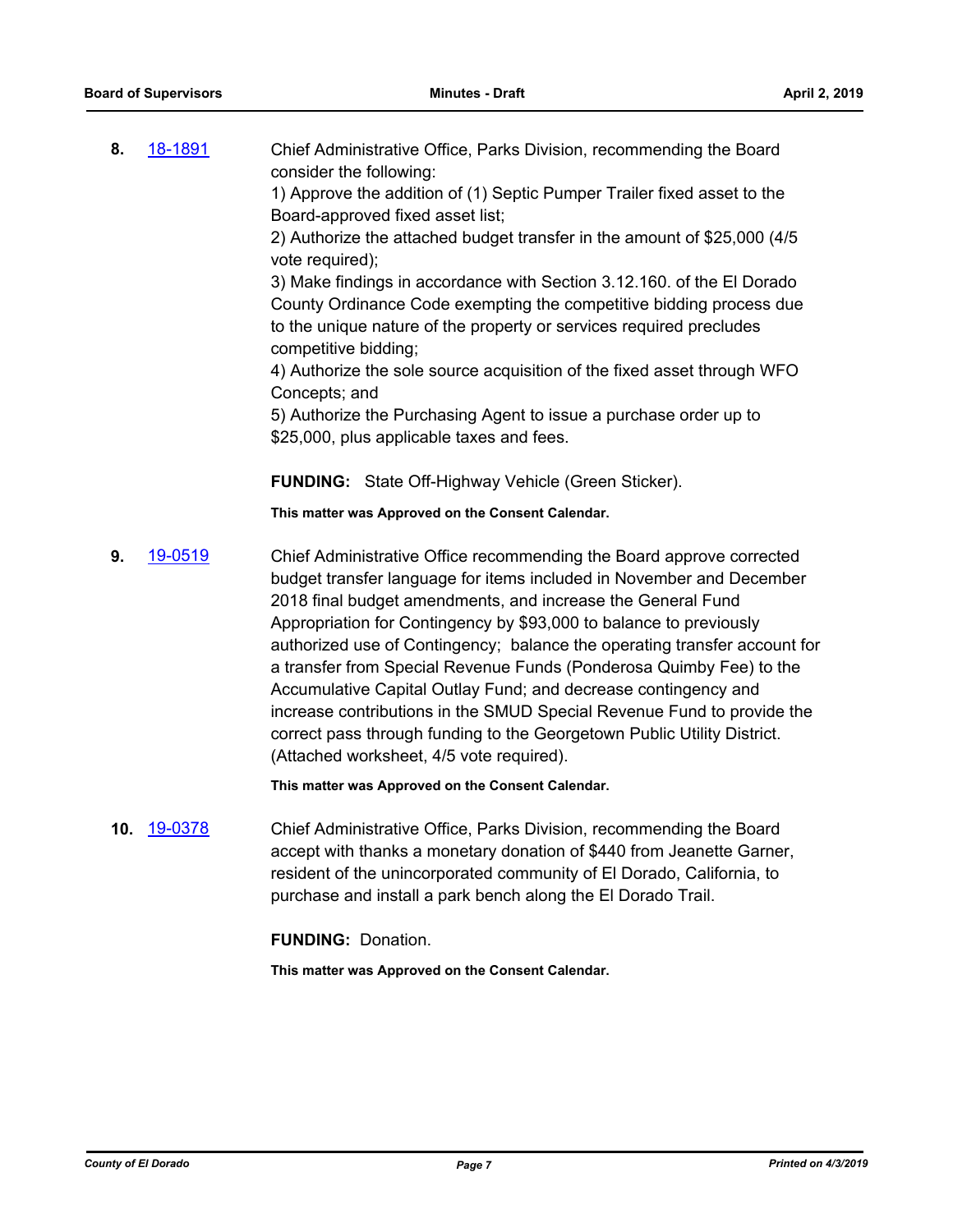**8.** 18-1891

Chief Administrative Office, Parks Division, recommending the Board consider the following:
1) Approve the addition of (1) Septic Pumper Trailer fixed asset to the Board-approved fixed asset list;
2) Authorize the attached budget transfer in the amount of $25,000 (4/5 vote required);
3) Make findings in accordance with Section 3.12.160. of the El Dorado County Ordinance Code exempting the competitive bidding process due to the unique nature of the property or services required precludes competitive bidding;
4) Authorize the sole source acquisition of the fixed asset through WFO Concepts; and
5) Authorize the Purchasing Agent to issue a purchase order up to $25,000, plus applicable taxes and fees.

**FUNDING:** State Off-Highway Vehicle (Green Sticker).

**This matter was Approved on the Consent Calendar.**

**9.** 19-0519

Chief Administrative Office recommending the Board approve corrected budget transfer language for items included in November and December 2018 final budget amendments, and increase the General Fund Appropriation for Contingency by $93,000 to balance to previously authorized use of Contingency; balance the operating transfer account for a transfer from Special Revenue Funds (Ponderosa Quimby Fee) to the Accumulative Capital Outlay Fund; and decrease contingency and increase contributions in the SMUD Special Revenue Fund to provide the correct pass through funding to the Georgetown Public Utility District. (Attached worksheet, 4/5 vote required).

**This matter was Approved on the Consent Calendar.**

**10.** 19-0378

Chief Administrative Office, Parks Division, recommending the Board accept with thanks a monetary donation of $440 from Jeanette Garner, resident of the unincorporated community of El Dorado, California, to purchase and install a park bench along the El Dorado Trail.

**FUNDING:** Donation.

**This matter was Approved on the Consent Calendar.**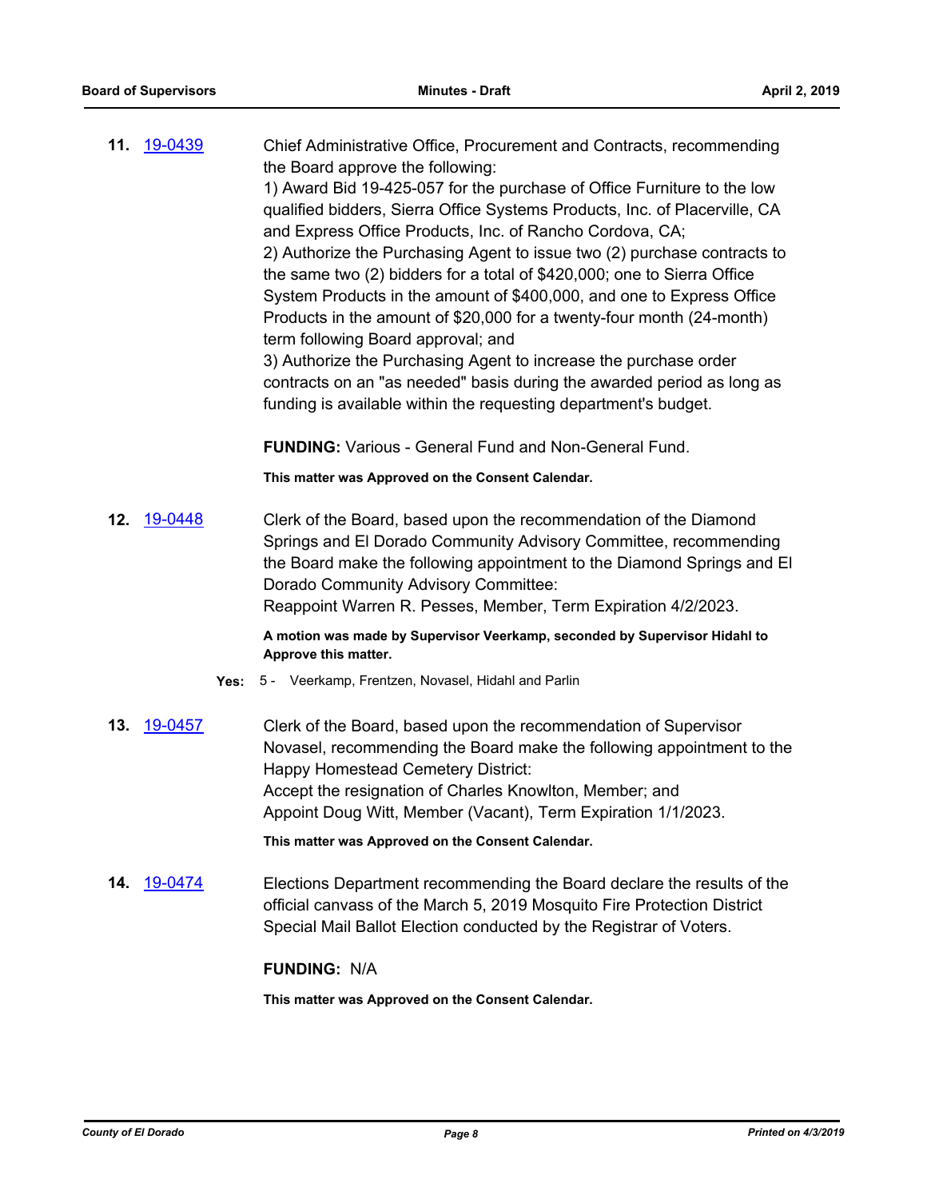**11.** [19-0439](19-0439)

Chief Administrative Office, Procurement and Contracts, recommending the Board approve the following:
1) Award Bid 19-425-057 for the purchase of Office Furniture to the low qualified bidders, Sierra Office Systems Products, Inc. of Placerville, CA and Express Office Products, Inc. of Rancho Cordova, CA;
2) Authorize the Purchasing Agent to issue two (2) purchase contracts to the same two (2) bidders for a total of $420,000; one to Sierra Office System Products in the amount of $400,000, and one to Express Office Products in the amount of $20,000 for a twenty-four month (24-month) term following Board approval; and
3) Authorize the Purchasing Agent to increase the purchase order contracts on an "as needed" basis during the awarded period as long as funding is available within the requesting department's budget.

**FUNDING:** Various - General Fund and Non-General Fund.

**This matter was Approved on the Consent Calendar.**

**12.** [19-0448](19-0448)

Clerk of the Board, based upon the recommendation of the Diamond Springs and El Dorado Community Advisory Committee, recommending the Board make the following appointment to the Diamond Springs and El Dorado Community Advisory Committee:
Reappoint Warren R. Pesses, Member, Term Expiration 4/2/2023.

**A motion was made by Supervisor Veerkamp, seconded by Supervisor Hidahl to Approve this matter.**

**Yes:** 5 - Veerkamp, Frentzen, Novasel, Hidahl and Parlin

**13.** [19-0457](19-0457)

Clerk of the Board, based upon the recommendation of Supervisor Novasel, recommending the Board make the following appointment to the Happy Homestead Cemetery District:
Accept the resignation of Charles Knowlton, Member; and
Appoint Doug Witt, Member (Vacant), Term Expiration 1/1/2023.

**This matter was Approved on the Consent Calendar.**

**14.** [19-0474](19-0474)

Elections Department recommending the Board declare the results of the official canvass of the March 5, 2019 Mosquito Fire Protection District Special Mail Ballot Election conducted by the Registrar of Voters.

**FUNDING:** N/A

**This matter was Approved on the Consent Calendar.**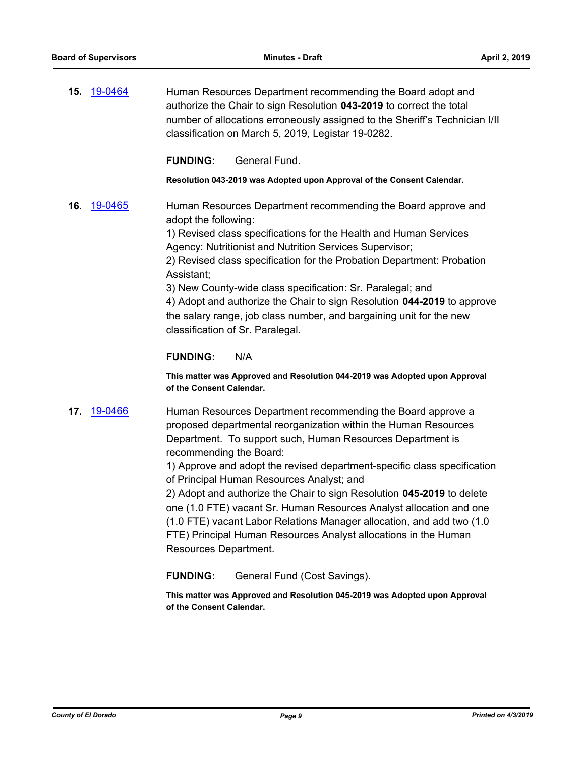**15.** [19-0464]

Human Resources Department recommending the Board adopt and authorize the Chair to sign Resolution **043-2019** to correct the total number of allocations erroneously assigned to the Sheriff's Technician I/II classification on March 5, 2019, Legistar 19-0282.

**FUNDING:** General Fund.

**Resolution 043-2019 was Adopted upon Approval of the Consent Calendar.**

**16.** [19-0465]

Human Resources Department recommending the Board approve and adopt the following:
1) Revised class specifications for the Health and Human Services Agency: Nutritionist and Nutrition Services Supervisor;
2) Revised class specification for the Probation Department: Probation Assistant;
3) New County-wide class specification: Sr. Paralegal; and
4) Adopt and authorize the Chair to sign Resolution **044-2019** to approve the salary range, job class number, and bargaining unit for the new classification of Sr. Paralegal.

**FUNDING:** N/A

**This matter was Approved and Resolution 044-2019 was Adopted upon Approval of the Consent Calendar.**

**17.** [19-0466]

Human Resources Department recommending the Board approve a proposed departmental reorganization within the Human Resources Department. To support such, Human Resources Department is recommending the Board:
1) Approve and adopt the revised department-specific class specification of Principal Human Resources Analyst; and
2) Adopt and authorize the Chair to sign Resolution **045-2019** to delete one (1.0 FTE) vacant Sr. Human Resources Analyst allocation and one (1.0 FTE) vacant Labor Relations Manager allocation, and add two (1.0 FTE) Principal Human Resources Analyst allocations in the Human Resources Department.

**FUNDING:** General Fund (Cost Savings).

**This matter was Approved and Resolution 045-2019 was Adopted upon Approval of the Consent Calendar.**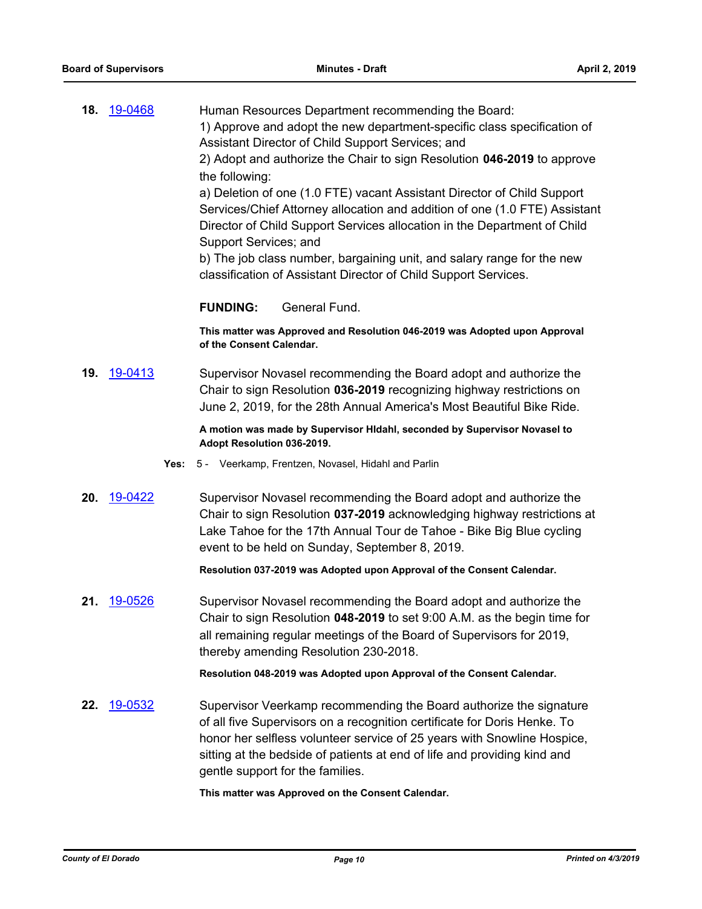**18.** 19-0468

Human Resources Department recommending the Board:
1) Approve and adopt the new department-specific class specification of Assistant Director of Child Support Services; and
2) Adopt and authorize the Chair to sign Resolution **046-2019** to approve the following:
a) Deletion of one (1.0 FTE) vacant Assistant Director of Child Support Services/Chief Attorney allocation and addition of one (1.0 FTE) Assistant Director of Child Support Services allocation in the Department of Child Support Services; and
b) The job class number, bargaining unit, and salary range for the new classification of Assistant Director of Child Support Services.

**FUNDING:** General Fund.

**This matter was Approved and Resolution 046-2019 was Adopted upon Approval of the Consent Calendar.**

**19.** 19-0413

Supervisor Novasel recommending the Board adopt and authorize the Chair to sign Resolution **036-2019** recognizing highway restrictions on June 2, 2019, for the 28th Annual America's Most Beautiful Bike Ride.

**A motion was made by Supervisor Hldahl, seconded by Supervisor Novasel to Adopt Resolution 036-2019.**

**Yes:** 5 - Veerkamp, Frentzen, Novasel, Hidahl and Parlin

**20.** 19-0422

Supervisor Novasel recommending the Board adopt and authorize the Chair to sign Resolution **037-2019** acknowledging highway restrictions at Lake Tahoe for the 17th Annual Tour de Tahoe - Bike Big Blue cycling event to be held on Sunday, September 8, 2019.

**Resolution 037-2019 was Adopted upon Approval of the Consent Calendar.**

**21.** 19-0526

Supervisor Novasel recommending the Board adopt and authorize the Chair to sign Resolution **048-2019** to set 9:00 A.M. as the begin time for all remaining regular meetings of the Board of Supervisors for 2019, thereby amending Resolution 230-2018.

**Resolution 048-2019 was Adopted upon Approval of the Consent Calendar.**

**22.** 19-0532

Supervisor Veerkamp recommending the Board authorize the signature of all five Supervisors on a recognition certificate for Doris Henke. To honor her selfless volunteer service of 25 years with Snowline Hospice, sitting at the bedside of patients at end of life and providing kind and gentle support for the families.

**This matter was Approved on the Consent Calendar.**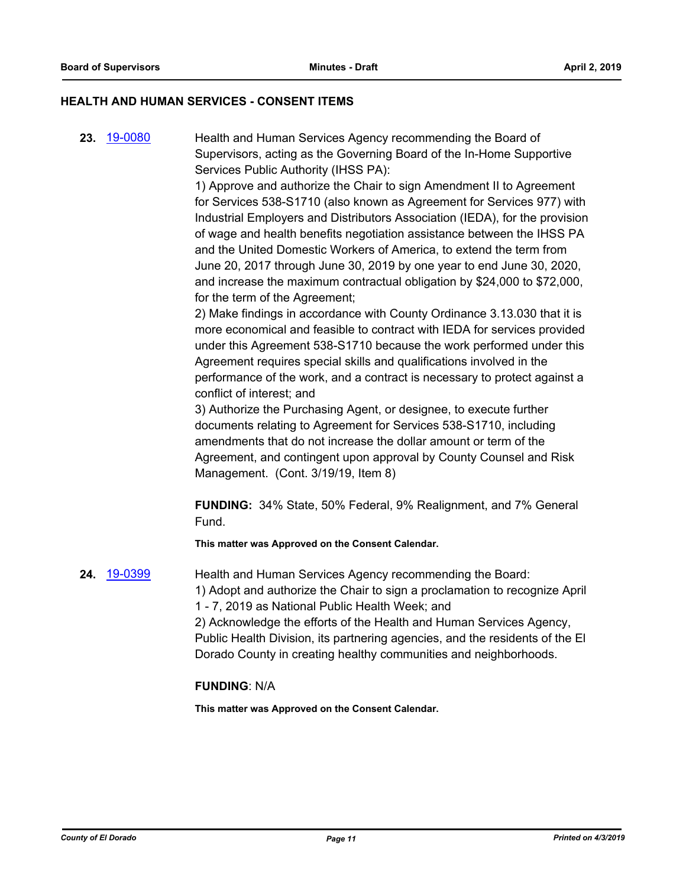## HEALTH AND HUMAN SERVICES - CONSENT ITEMS

**23.** 19-0080

Health and Human Services Agency recommending the Board of Supervisors, acting as the Governing Board of the In-Home Supportive Services Public Authority (IHSS PA):

1) Approve and authorize the Chair to sign Amendment II to Agreement for Services 538-S1710 (also known as Agreement for Services 977) with Industrial Employers and Distributors Association (IEDA), for the provision of wage and health benefits negotiation assistance between the IHSS PA and the United Domestic Workers of America, to extend the term from June 20, 2017 through June 30, 2019 by one year to end June 30, 2020, and increase the maximum contractual obligation by $24,000 to $72,000, for the term of the Agreement;

2) Make findings in accordance with County Ordinance 3.13.030 that it is more economical and feasible to contract with IEDA for services provided under this Agreement 538-S1710 because the work performed under this Agreement requires special skills and qualifications involved in the performance of the work, and a contract is necessary to protect against a conflict of interest; and

3) Authorize the Purchasing Agent, or designee, to execute further documents relating to Agreement for Services 538-S1710, including amendments that do not increase the dollar amount or term of the Agreement, and contingent upon approval by County Counsel and Risk Management. (Cont. 3/19/19, Item 8)

**FUNDING:** 34% State, 50% Federal, 9% Realignment, and 7% General Fund.

**This matter was Approved on the Consent Calendar.**

**24.** 19-0399

Health and Human Services Agency recommending the Board:

1) Adopt and authorize the Chair to sign a proclamation to recognize April 1 - 7, 2019 as National Public Health Week; and

2) Acknowledge the efforts of the Health and Human Services Agency, Public Health Division, its partnering agencies, and the residents of the El Dorado County in creating healthy communities and neighborhoods.

**FUNDING**: N/A

**This matter was Approved on the Consent Calendar.**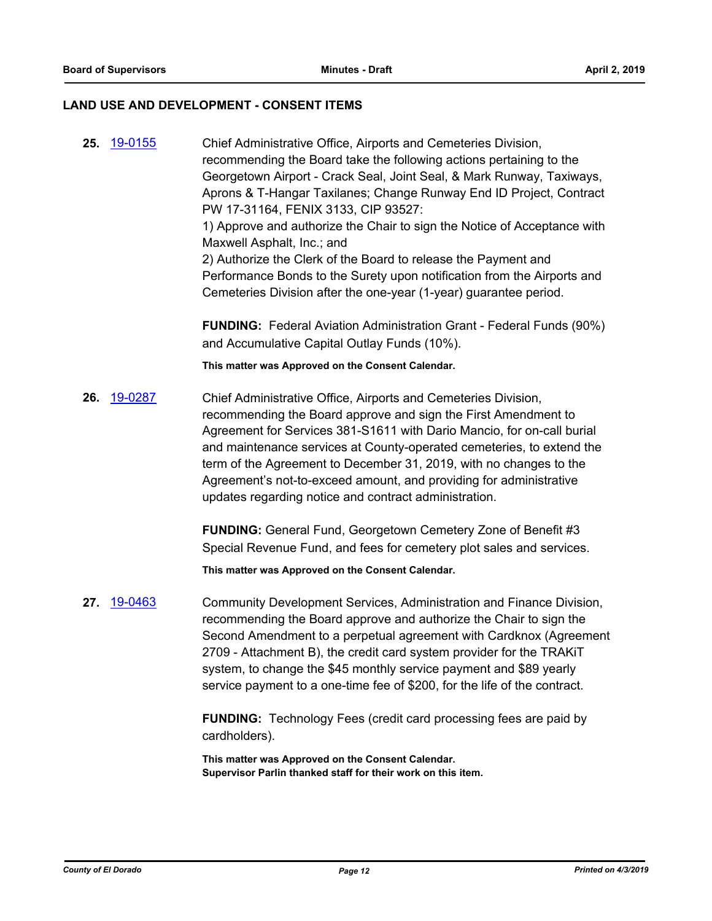## LAND USE AND DEVELOPMENT - CONSENT ITEMS

**25.** 19-0155 Chief Administrative Office, Airports and Cemeteries Division, recommending the Board take the following actions pertaining to the Georgetown Airport - Crack Seal, Joint Seal, & Mark Runway, Taxiways, Aprons & T-Hangar Taxilanes; Change Runway End ID Project, Contract PW 17-31164, FENIX 3133, CIP 93527:
1) Approve and authorize the Chair to sign the Notice of Acceptance with Maxwell Asphalt, Inc.; and
2) Authorize the Clerk of the Board to release the Payment and Performance Bonds to the Surety upon notification from the Airports and Cemeteries Division after the one-year (1-year) guarantee period.

**FUNDING:** Federal Aviation Administration Grant - Federal Funds (90%) and Accumulative Capital Outlay Funds (10%).

**This matter was Approved on the Consent Calendar.**

**26.** 19-0287 Chief Administrative Office, Airports and Cemeteries Division, recommending the Board approve and sign the First Amendment to Agreement for Services 381-S1611 with Dario Mancio, for on-call burial and maintenance services at County-operated cemeteries, to extend the term of the Agreement to December 31, 2019, with no changes to the Agreement's not-to-exceed amount, and providing for administrative updates regarding notice and contract administration.

**FUNDING:** General Fund, Georgetown Cemetery Zone of Benefit #3 Special Revenue Fund, and fees for cemetery plot sales and services.

**This matter was Approved on the Consent Calendar.**

**27.** 19-0463 Community Development Services, Administration and Finance Division, recommending the Board approve and authorize the Chair to sign the Second Amendment to a perpetual agreement with Cardknox (Agreement 2709 - Attachment B), the credit card system provider for the TRAKiT system, to change the $45 monthly service payment and $89 yearly service payment to a one-time fee of $200, for the life of the contract.

**FUNDING:** Technology Fees (credit card processing fees are paid by cardholders).

**This matter was Approved on the Consent Calendar.**
**Supervisor Parlin thanked staff for their work on this item.**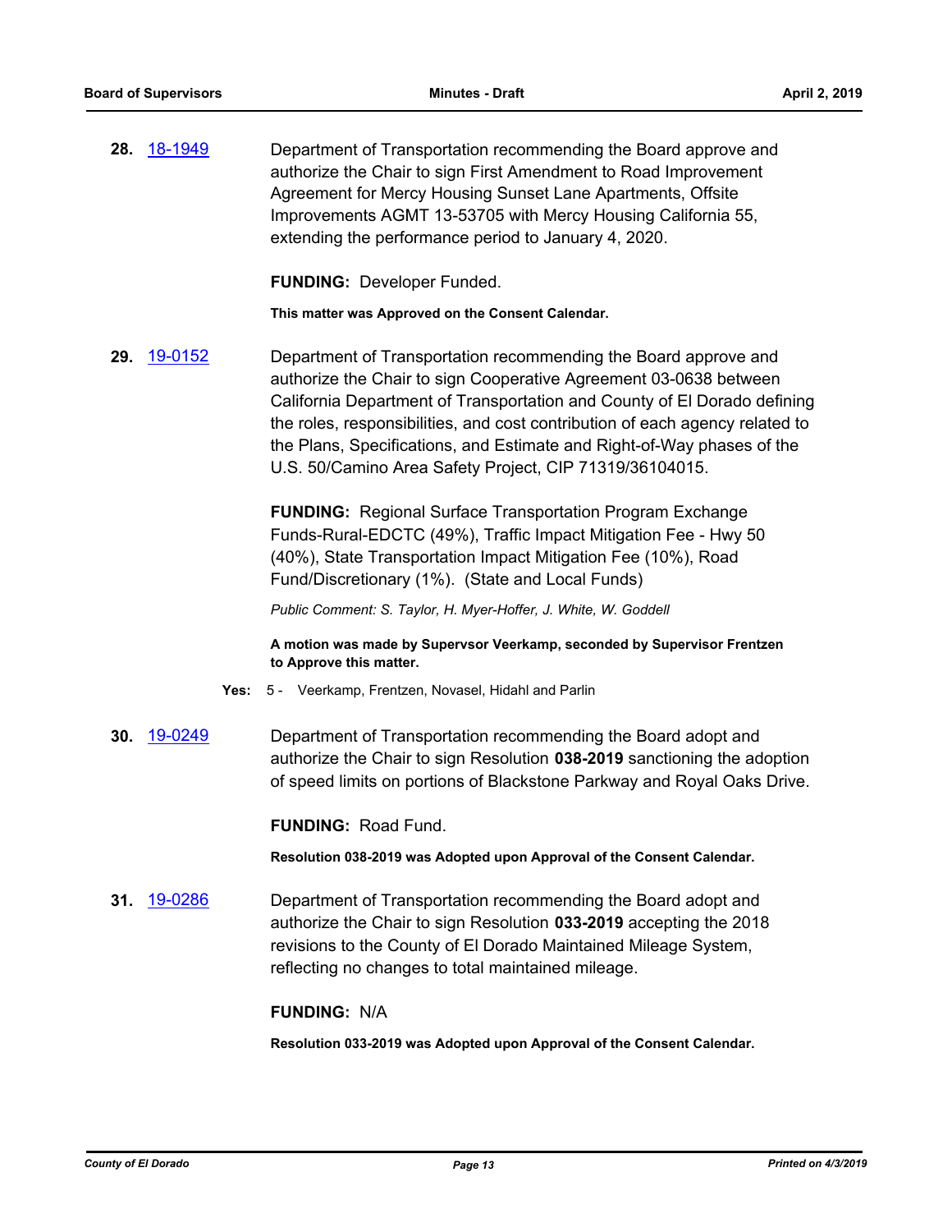**28.** 18-1949

Department of Transportation recommending the Board approve and authorize the Chair to sign First Amendment to Road Improvement Agreement for Mercy Housing Sunset Lane Apartments, Offsite Improvements AGMT 13-53705 with Mercy Housing California 55, extending the performance period to January 4, 2020.

**FUNDING:** Developer Funded.

**This matter was Approved on the Consent Calendar.**

**29.** 19-0152

Department of Transportation recommending the Board approve and authorize the Chair to sign Cooperative Agreement 03-0638 between California Department of Transportation and County of El Dorado defining the roles, responsibilities, and cost contribution of each agency related to the Plans, Specifications, and Estimate and Right-of-Way phases of the U.S. 50/Camino Area Safety Project, CIP 71319/36104015.

**FUNDING:** Regional Surface Transportation Program Exchange Funds-Rural-EDCTC (49%), Traffic Impact Mitigation Fee - Hwy 50 (40%), State Transportation Impact Mitigation Fee (10%), Road Fund/Discretionary (1%). (State and Local Funds)

*Public Comment: S. Taylor, H. Myer-Hoffer, J. White, W. Goddell*

**A motion was made by Supervsor Veerkamp, seconded by Supervisor Frentzen to Approve this matter.**

**Yes:** 5 - Veerkamp, Frentzen, Novasel, Hidahl and Parlin

**30.** 19-0249

Department of Transportation recommending the Board adopt and authorize the Chair to sign Resolution **038-2019** sanctioning the adoption of speed limits on portions of Blackstone Parkway and Royal Oaks Drive.

**FUNDING:** Road Fund.

**Resolution 038-2019 was Adopted upon Approval of the Consent Calendar.**

**31.** 19-0286

Department of Transportation recommending the Board adopt and authorize the Chair to sign Resolution **033-2019** accepting the 2018 revisions to the County of El Dorado Maintained Mileage System, reflecting no changes to total maintained mileage.

**FUNDING:** N/A

**Resolution 033-2019 was Adopted upon Approval of the Consent Calendar.**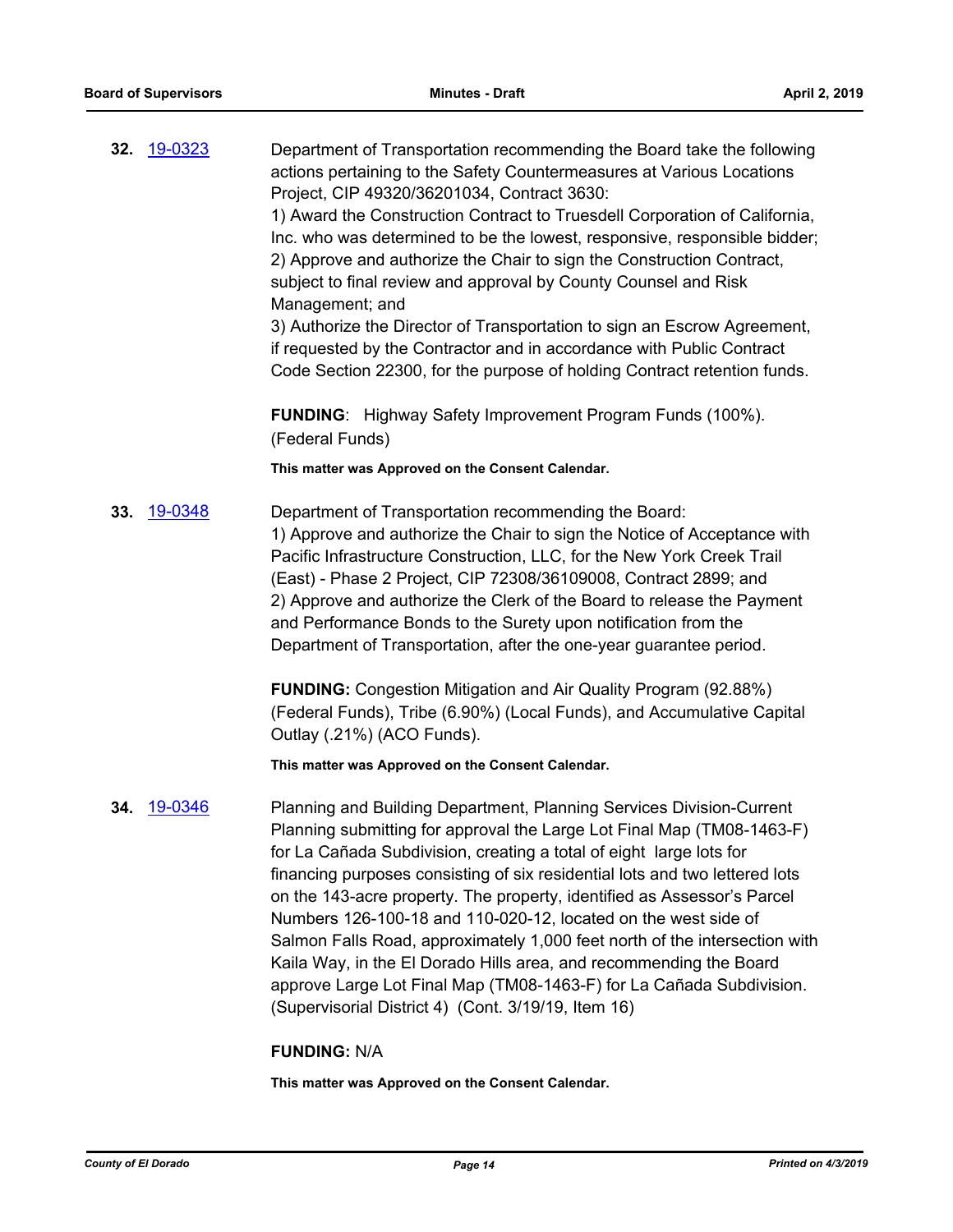**32.** 19-0323

Department of Transportation recommending the Board take the following actions pertaining to the Safety Countermeasures at Various Locations Project, CIP 49320/36201034, Contract 3630:
1) Award the Construction Contract to Truesdell Corporation of California, Inc. who was determined to be the lowest, responsive, responsible bidder;
2) Approve and authorize the Chair to sign the Construction Contract, subject to final review and approval by County Counsel and Risk Management; and
3) Authorize the Director of Transportation to sign an Escrow Agreement, if requested by the Contractor and in accordance with Public Contract Code Section 22300, for the purpose of holding Contract retention funds.

**FUNDING**: Highway Safety Improvement Program Funds (100%). (Federal Funds)

**This matter was Approved on the Consent Calendar.**

**33.** 19-0348

Department of Transportation recommending the Board:
1) Approve and authorize the Chair to sign the Notice of Acceptance with Pacific Infrastructure Construction, LLC, for the New York Creek Trail (East) - Phase 2 Project, CIP 72308/36109008, Contract 2899; and
2) Approve and authorize the Clerk of the Board to release the Payment and Performance Bonds to the Surety upon notification from the Department of Transportation, after the one-year guarantee period.

**FUNDING:** Congestion Mitigation and Air Quality Program (92.88%) (Federal Funds), Tribe (6.90%) (Local Funds), and Accumulative Capital Outlay (.21%) (ACO Funds).

**This matter was Approved on the Consent Calendar.**

**34.** 19-0346

Planning and Building Department, Planning Services Division-Current Planning submitting for approval the Large Lot Final Map (TM08-1463-F) for La Cañada Subdivision, creating a total of eight large lots for financing purposes consisting of six residential lots and two lettered lots on the 143-acre property. The property, identified as Assessor's Parcel Numbers 126-100-18 and 110-020-12, located on the west side of Salmon Falls Road, approximately 1,000 feet north of the intersection with Kaila Way, in the El Dorado Hills area, and recommending the Board approve Large Lot Final Map (TM08-1463-F) for La Cañada Subdivision. (Supervisorial District 4) (Cont. 3/19/19, Item 16)

**FUNDING:** N/A

**This matter was Approved on the Consent Calendar.**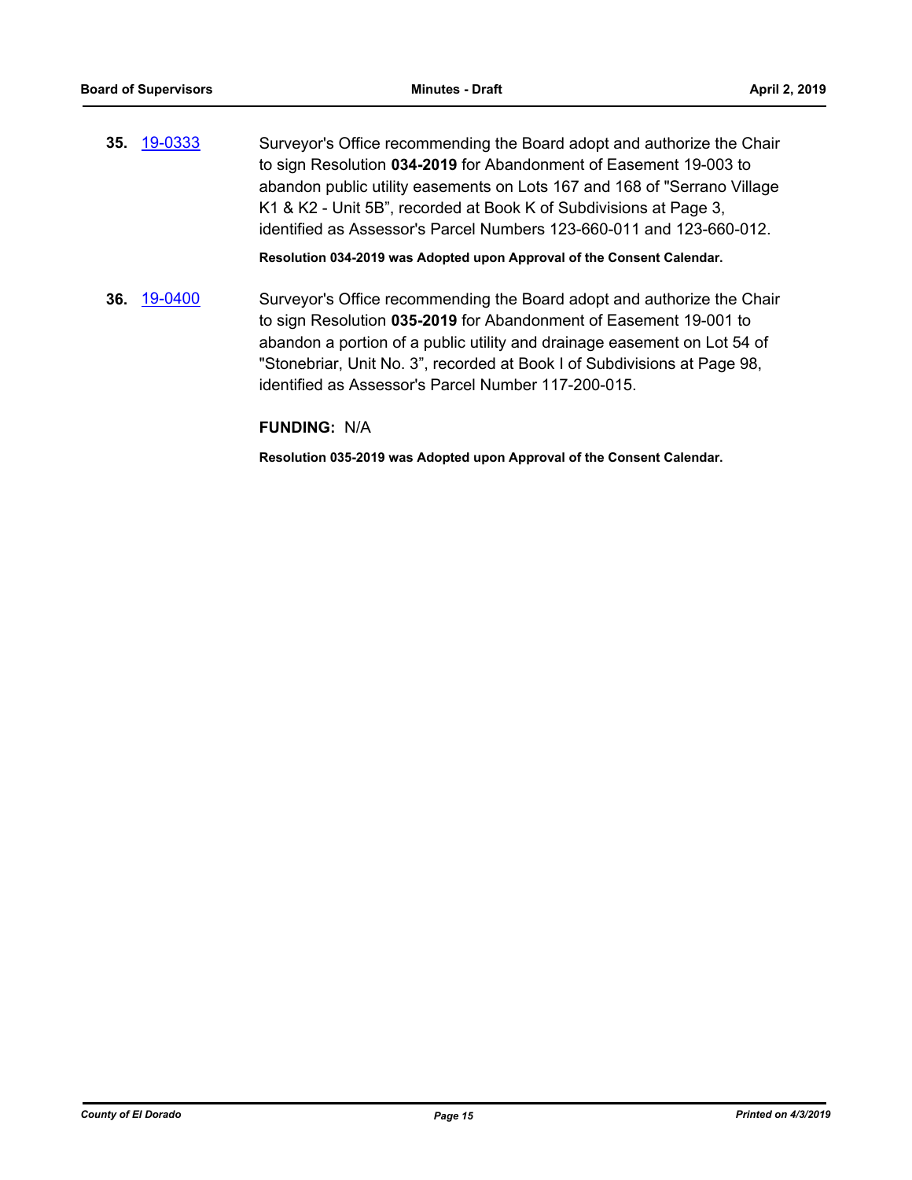**35.** 19-0333 Surveyor's Office recommending the Board adopt and authorize the Chair to sign Resolution **034-2019** for Abandonment of Easement 19-003 to abandon public utility easements on Lots 167 and 168 of "Serrano Village K1 & K2 - Unit 5B", recorded at Book K of Subdivisions at Page 3, identified as Assessor's Parcel Numbers 123-660-011 and 123-660-012.

**Resolution 034-2019 was Adopted upon Approval of the Consent Calendar.**

**36.** 19-0400 Surveyor's Office recommending the Board adopt and authorize the Chair to sign Resolution **035-2019** for Abandonment of Easement 19-001 to abandon a portion of a public utility and drainage easement on Lot 54 of "Stonebriar, Unit No. 3", recorded at Book I of Subdivisions at Page 98, identified as Assessor's Parcel Number 117-200-015.

**FUNDING:** N/A

**Resolution 035-2019 was Adopted upon Approval of the Consent Calendar.**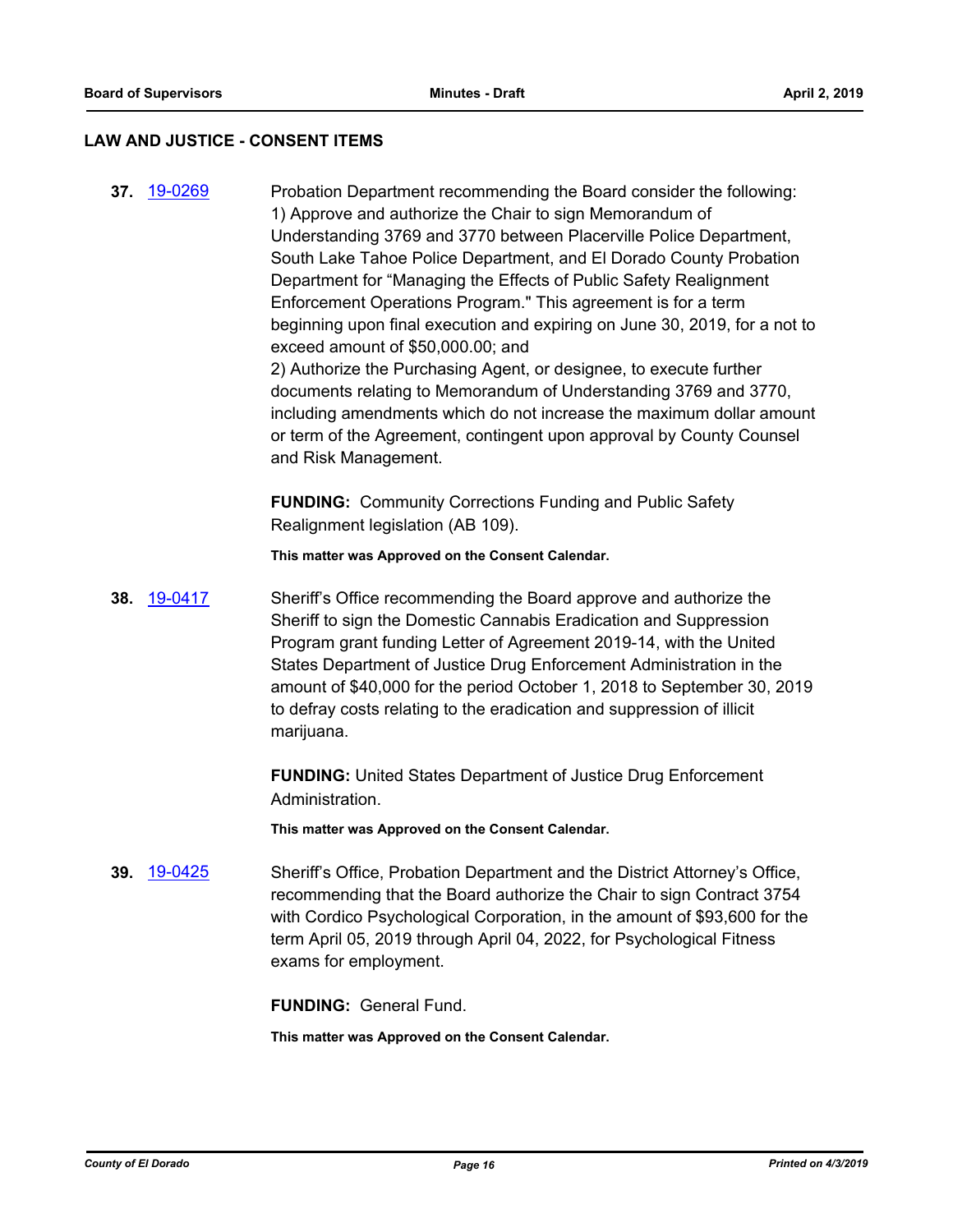## LAW AND JUSTICE - CONSENT ITEMS

**37.** 19-0269

Probation Department recommending the Board consider the following:
1) Approve and authorize the Chair to sign Memorandum of Understanding 3769 and 3770 between Placerville Police Department, South Lake Tahoe Police Department, and El Dorado County Probation Department for "Managing the Effects of Public Safety Realignment Enforcement Operations Program." This agreement is for a term beginning upon final execution and expiring on June 30, 2019, for a not to exceed amount of $50,000.00; and
2) Authorize the Purchasing Agent, or designee, to execute further documents relating to Memorandum of Understanding 3769 and 3770, including amendments which do not increase the maximum dollar amount or term of the Agreement, contingent upon approval by County Counsel and Risk Management.

**FUNDING:** Community Corrections Funding and Public Safety Realignment legislation (AB 109).

**This matter was Approved on the Consent Calendar.**

**38.** 19-0417

Sheriff's Office recommending the Board approve and authorize the Sheriff to sign the Domestic Cannabis Eradication and Suppression Program grant funding Letter of Agreement 2019-14, with the United States Department of Justice Drug Enforcement Administration in the amount of $40,000 for the period October 1, 2018 to September 30, 2019 to defray costs relating to the eradication and suppression of illicit marijuana.

**FUNDING:** United States Department of Justice Drug Enforcement Administration.

**This matter was Approved on the Consent Calendar.**

**39.** 19-0425

Sheriff's Office, Probation Department and the District Attorney's Office, recommending that the Board authorize the Chair to sign Contract 3754 with Cordico Psychological Corporation, in the amount of $93,600 for the term April 05, 2019 through April 04, 2022, for Psychological Fitness exams for employment.

**FUNDING:** General Fund.

**This matter was Approved on the Consent Calendar.**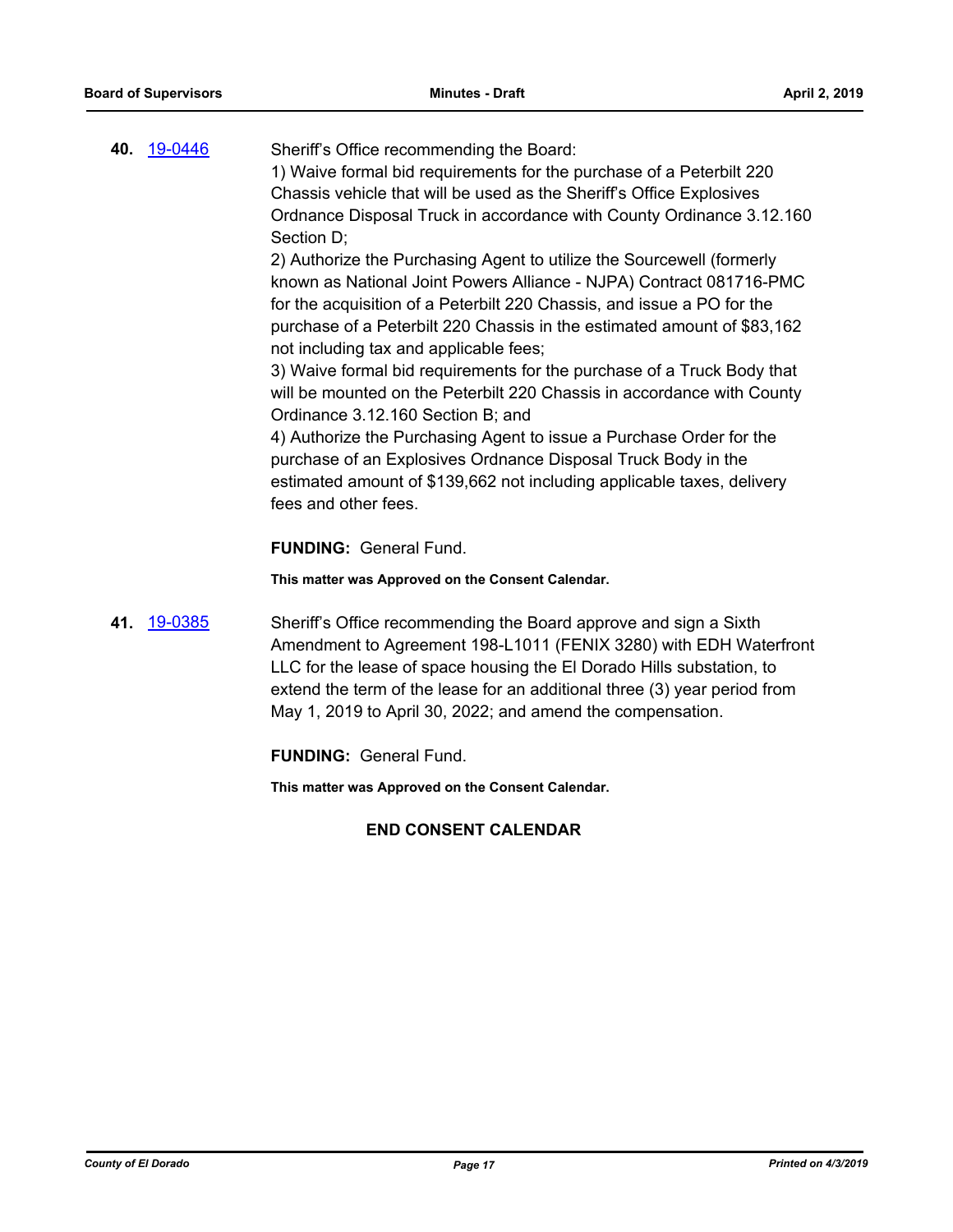**40.** 19-0446 Sheriff's Office recommending the Board:

1) Waive formal bid requirements for the purchase of a Peterbilt 220 Chassis vehicle that will be used as the Sheriff's Office Explosives Ordnance Disposal Truck in accordance with County Ordinance 3.12.160 Section D;

2) Authorize the Purchasing Agent to utilize the Sourcewell (formerly known as National Joint Powers Alliance - NJPA) Contract 081716-PMC for the acquisition of a Peterbilt 220 Chassis, and issue a PO for the purchase of a Peterbilt 220 Chassis in the estimated amount of $83,162 not including tax and applicable fees;

3) Waive formal bid requirements for the purchase of a Truck Body that will be mounted on the Peterbilt 220 Chassis in accordance with County Ordinance 3.12.160 Section B; and

4) Authorize the Purchasing Agent to issue a Purchase Order for the purchase of an Explosives Ordnance Disposal Truck Body in the estimated amount of $139,662 not including applicable taxes, delivery fees and other fees.

**FUNDING:** General Fund.

**This matter was Approved on the Consent Calendar.**

**41.** 19-0385 Sheriff's Office recommending the Board approve and sign a Sixth Amendment to Agreement 198-L1011 (FENIX 3280) with EDH Waterfront LLC for the lease of space housing the El Dorado Hills substation, to extend the term of the lease for an additional three (3) year period from May 1, 2019 to April 30, 2022; and amend the compensation.

**FUNDING:** General Fund.

**This matter was Approved on the Consent Calendar.**

**END CONSENT CALENDAR**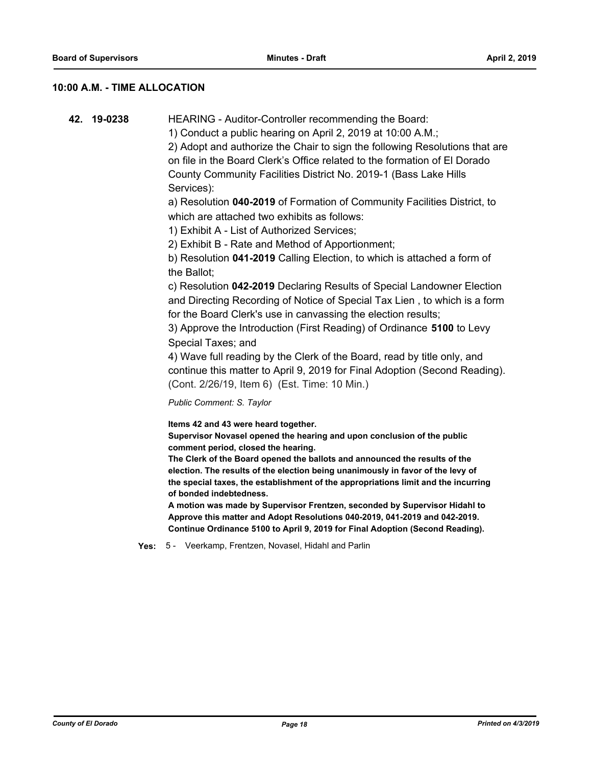## 10:00 A.M. - TIME ALLOCATION

**42. 19-0238** HEARING - Auditor-Controller recommending the Board:

1) Conduct a public hearing on April 2, 2019 at 10:00 A.M.;

2) Adopt and authorize the Chair to sign the following Resolutions that are on file in the Board Clerk's Office related to the formation of El Dorado County Community Facilities District No. 2019-1 (Bass Lake Hills Services):

a) Resolution **040-2019** of Formation of Community Facilities District, to which are attached two exhibits as follows:

1) Exhibit A - List of Authorized Services;

2) Exhibit B - Rate and Method of Apportionment;

b) Resolution **041-2019** Calling Election, to which is attached a form of the Ballot;

c) Resolution **042-2019** Declaring Results of Special Landowner Election and Directing Recording of Notice of Special Tax Lien , to which is a form for the Board Clerk's use in canvassing the election results;

3) Approve the Introduction (First Reading) of Ordinance **5100** to Levy Special Taxes; and

4) Wave full reading by the Clerk of the Board, read by title only, and continue this matter to April 9, 2019 for Final Adoption (Second Reading).

(Cont. 2/26/19, Item 6) (Est. Time: 10 Min.)

*Public Comment: S. Taylor*

**Items 42 and 43 were heard together.**

**Supervisor Novasel opened the hearing and upon conclusion of the public comment period, closed the hearing.**

**The Clerk of the Board opened the ballots and announced the results of the election. The results of the election being unanimously in favor of the levy of the special taxes, the establishment of the appropriations limit and the incurring of bonded indebtedness.**

**A motion was made by Supervisor Frentzen, seconded by Supervisor Hidahl to Approve this matter and Adopt Resolutions 040-2019, 041-2019 and 042-2019. Continue Ordinance 5100 to April 9, 2019 for Final Adoption (Second Reading).**

**Yes:** 5 - Veerkamp, Frentzen, Novasel, Hidahl and Parlin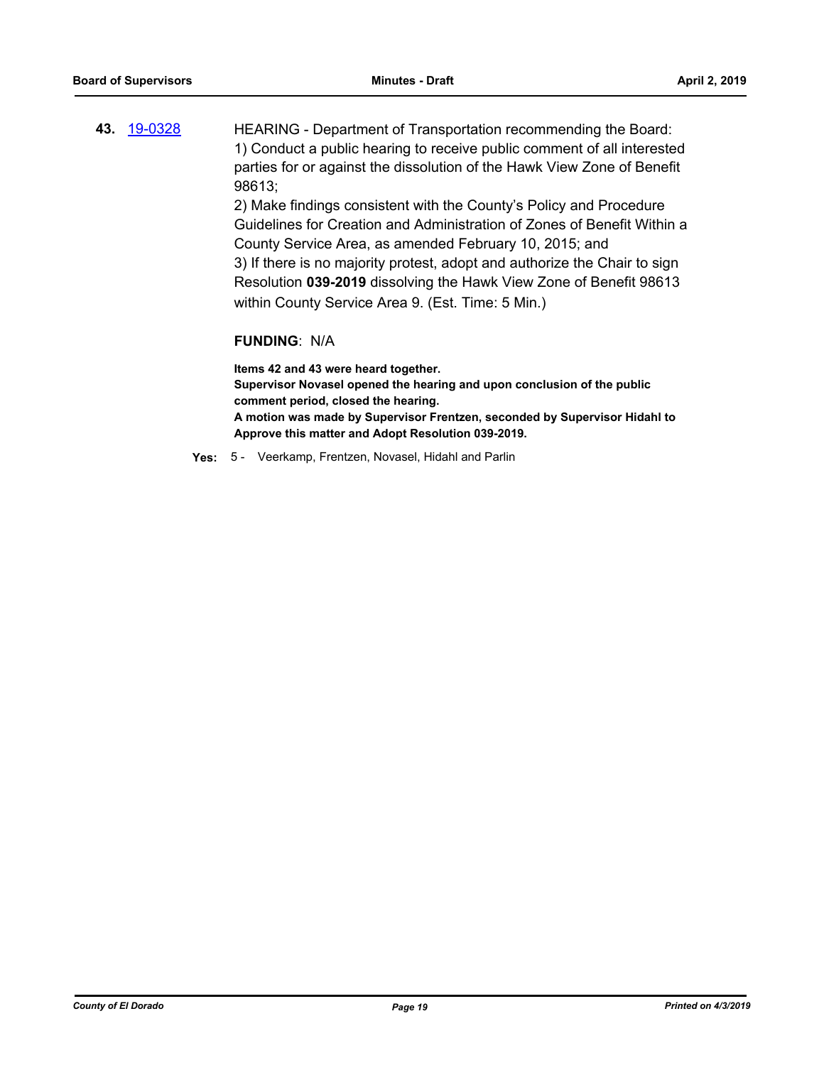**43.** 19-0328

HEARING - Department of Transportation recommending the Board:
1) Conduct a public hearing to receive public comment of all interested parties for or against the dissolution of the Hawk View Zone of Benefit 98613;
2) Make findings consistent with the County's Policy and Procedure Guidelines for Creation and Administration of Zones of Benefit Within a County Service Area, as amended February 10, 2015; and
3) If there is no majority protest, adopt and authorize the Chair to sign Resolution **039-2019** dissolving the Hawk View Zone of Benefit 98613 within County Service Area 9. (Est. Time: 5 Min.)

**FUNDING**: N/A

**Items 42 and 43 were heard together.**
**Supervisor Novasel opened the hearing and upon conclusion of the public comment period, closed the hearing.**
**A motion was made by Supervisor Frentzen, seconded by Supervisor Hidahl to Approve this matter and Adopt Resolution 039-2019.**

**Yes:** 5 - Veerkamp, Frentzen, Novasel, Hidahl and Parlin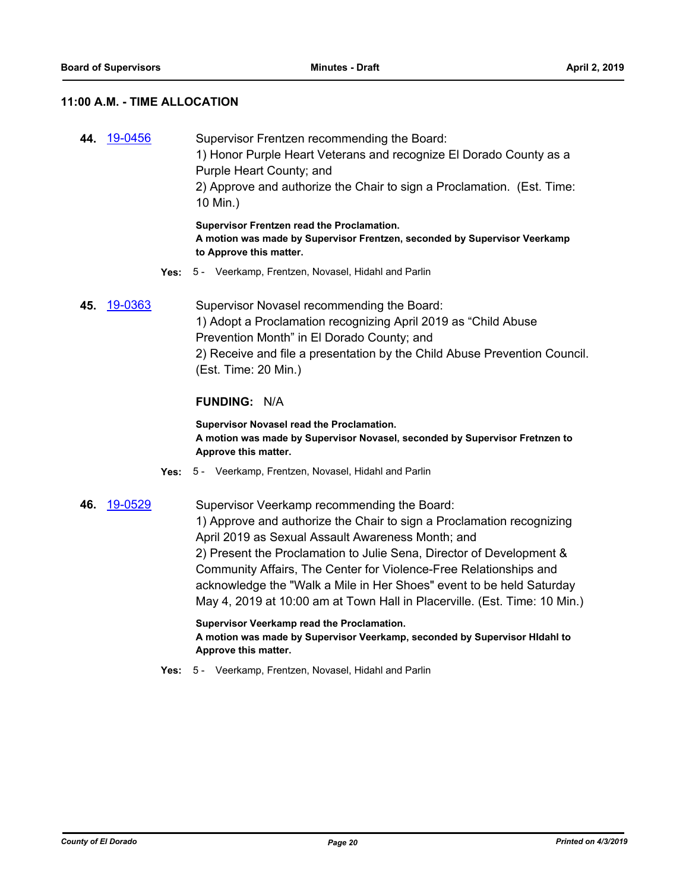## 11:00 A.M. - TIME ALLOCATION

**44.** 19-0456

Supervisor Frentzen recommending the Board:
1) Honor Purple Heart Veterans and recognize El Dorado County as a Purple Heart County; and
2) Approve and authorize the Chair to sign a Proclamation. (Est. Time: 10 Min.)

**Supervisor Frentzen read the Proclamation.**
**A motion was made by Supervisor Frentzen, seconded by Supervisor Veerkamp to Approve this matter.**

**Yes:** 5 - Veerkamp, Frentzen, Novasel, Hidahl and Parlin

**45.** 19-0363

Supervisor Novasel recommending the Board:
1) Adopt a Proclamation recognizing April 2019 as "Child Abuse Prevention Month" in El Dorado County; and
2) Receive and file a presentation by the Child Abuse Prevention Council. (Est. Time: 20 Min.)

**FUNDING:** N/A

**Supervisor Novasel read the Proclamation.**
**A motion was made by Supervisor Novasel, seconded by Supervisor Fretnzen to Approve this matter.**

**Yes:** 5 - Veerkamp, Frentzen, Novasel, Hidahl and Parlin

**46.** 19-0529

Supervisor Veerkamp recommending the Board:
1) Approve and authorize the Chair to sign a Proclamation recognizing April 2019 as Sexual Assault Awareness Month; and
2) Present the Proclamation to Julie Sena, Director of Development & Community Affairs, The Center for Violence-Free Relationships and acknowledge the "Walk a Mile in Her Shoes" event to be held Saturday May 4, 2019 at 10:00 am at Town Hall in Placerville. (Est. Time: 10 Min.)

**Supervisor Veerkamp read the Proclamation.**
**A motion was made by Supervisor Veerkamp, seconded by Supervisor HIdahl to Approve this matter.**

**Yes:** 5 - Veerkamp, Frentzen, Novasel, Hidahl and Parlin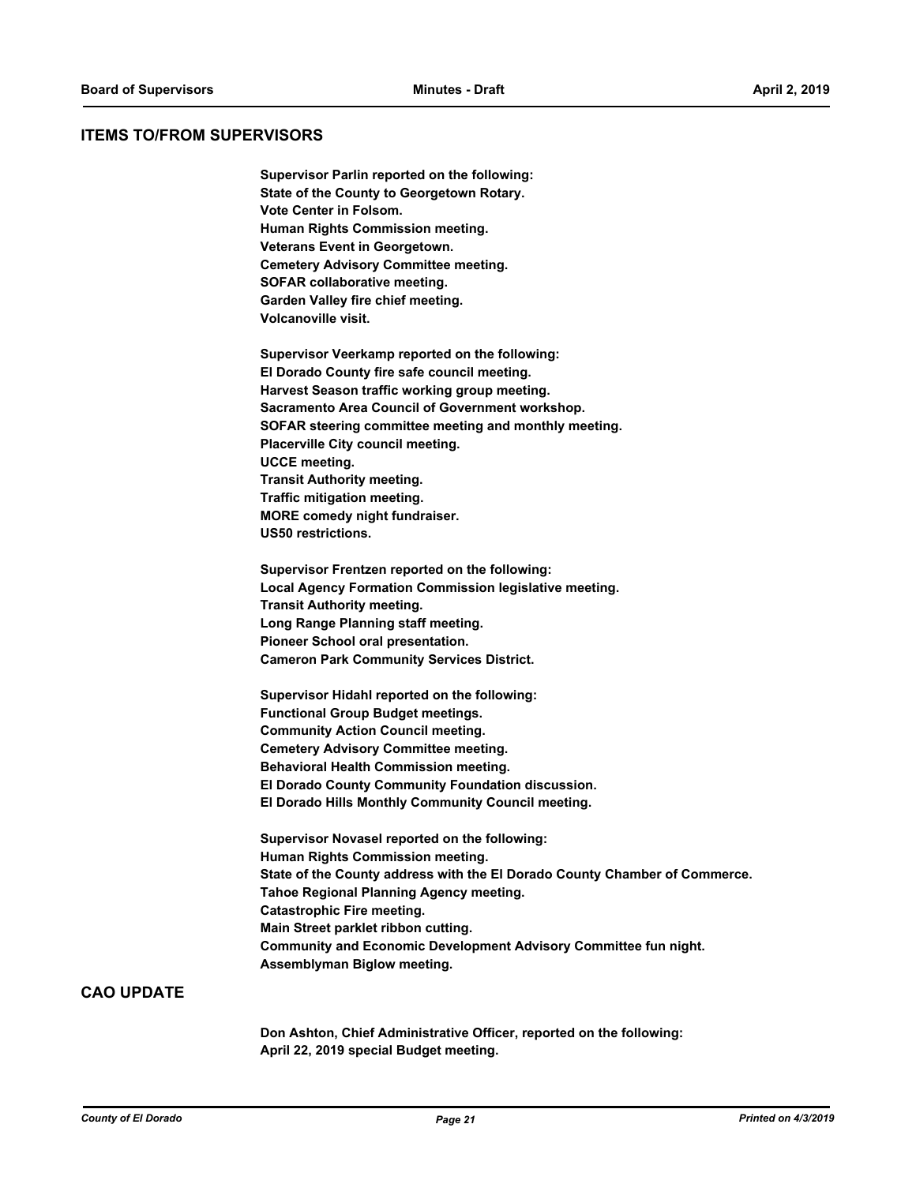## ITEMS TO/FROM SUPERVISORS

**Supervisor Parlin reported on the following:**
**State of the County to Georgetown Rotary.**
**Vote Center in Folsom.**
**Human Rights Commission meeting.**
**Veterans Event in Georgetown.**
**Cemetery Advisory Committee meeting.**
**SOFAR collaborative meeting.**
**Garden Valley fire chief meeting.**
**Volcanoville visit.**

**Supervisor Veerkamp reported on the following:**
**El Dorado County fire safe council meeting.**
**Harvest Season traffic working group meeting.**
**Sacramento Area Council of Government workshop.**
**SOFAR steering committee meeting and monthly meeting.**
**Placerville City council meeting.**
**UCCE meeting.**
**Transit Authority meeting.**
**Traffic mitigation meeting.**
**MORE comedy night fundraiser.**
**US50 restrictions.**

**Supervisor Frentzen reported on the following:**
**Local Agency Formation Commission legislative meeting.**
**Transit Authority meeting.**
**Long Range Planning staff meeting.**
**Pioneer School oral presentation.**
**Cameron Park Community Services District.**

**Supervisor Hidahl reported on the following:**
**Functional Group Budget meetings.**
**Community Action Council meeting.**
**Cemetery Advisory Committee meeting.**
**Behavioral Health Commission meeting.**
**El Dorado County Community Foundation discussion.**
**El Dorado Hills Monthly Community Council meeting.**

**Supervisor Novasel reported on the following:**
**Human Rights Commission meeting.**
**State of the County address with the El Dorado County Chamber of Commerce.**
**Tahoe Regional Planning Agency meeting.**
**Catastrophic Fire meeting.**
**Main Street parklet ribbon cutting.**
**Community and Economic Development Advisory Committee fun night.**
**Assemblyman Biglow meeting.**

## CAO UPDATE

**Don Ashton, Chief Administrative Officer, reported on the following:**
**April 22, 2019 special Budget meeting.**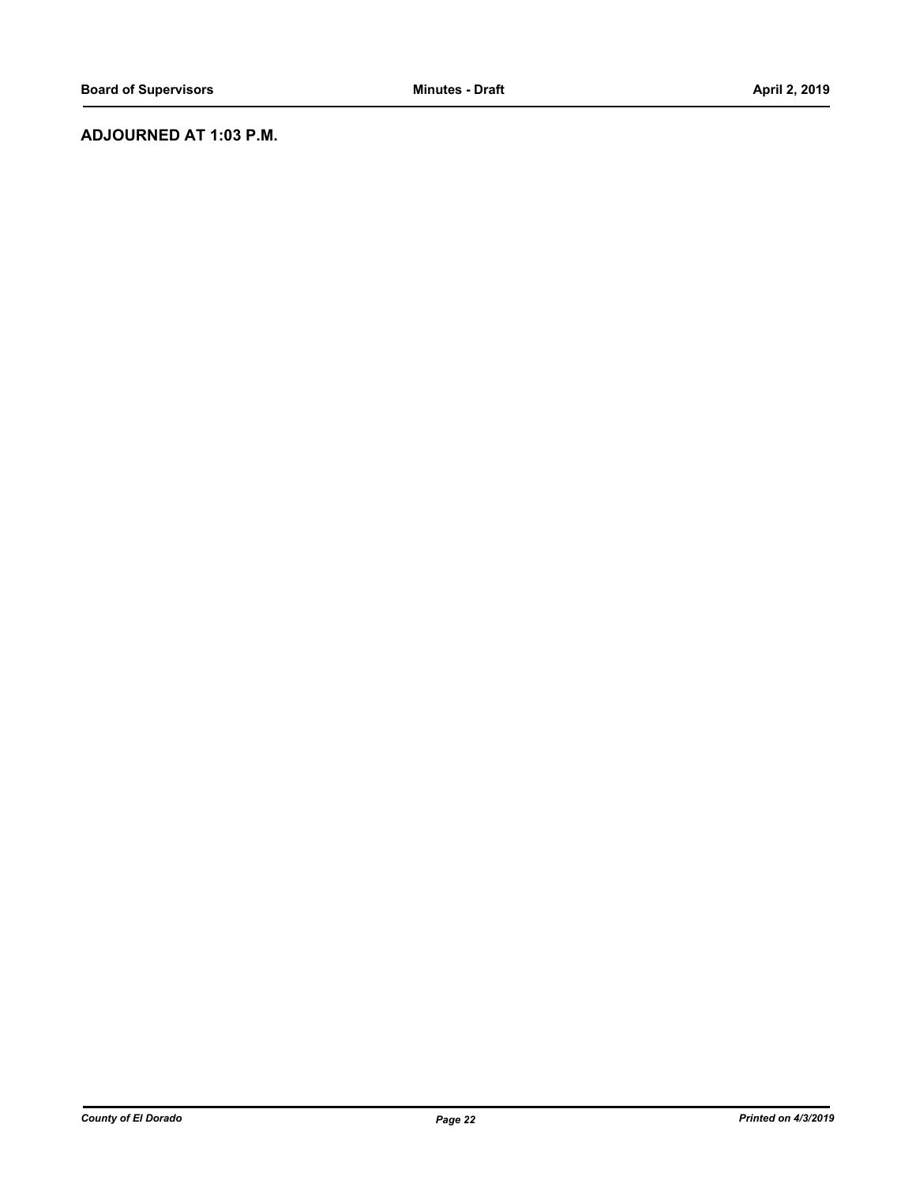**ADJOURNED AT 1:03 P.M.**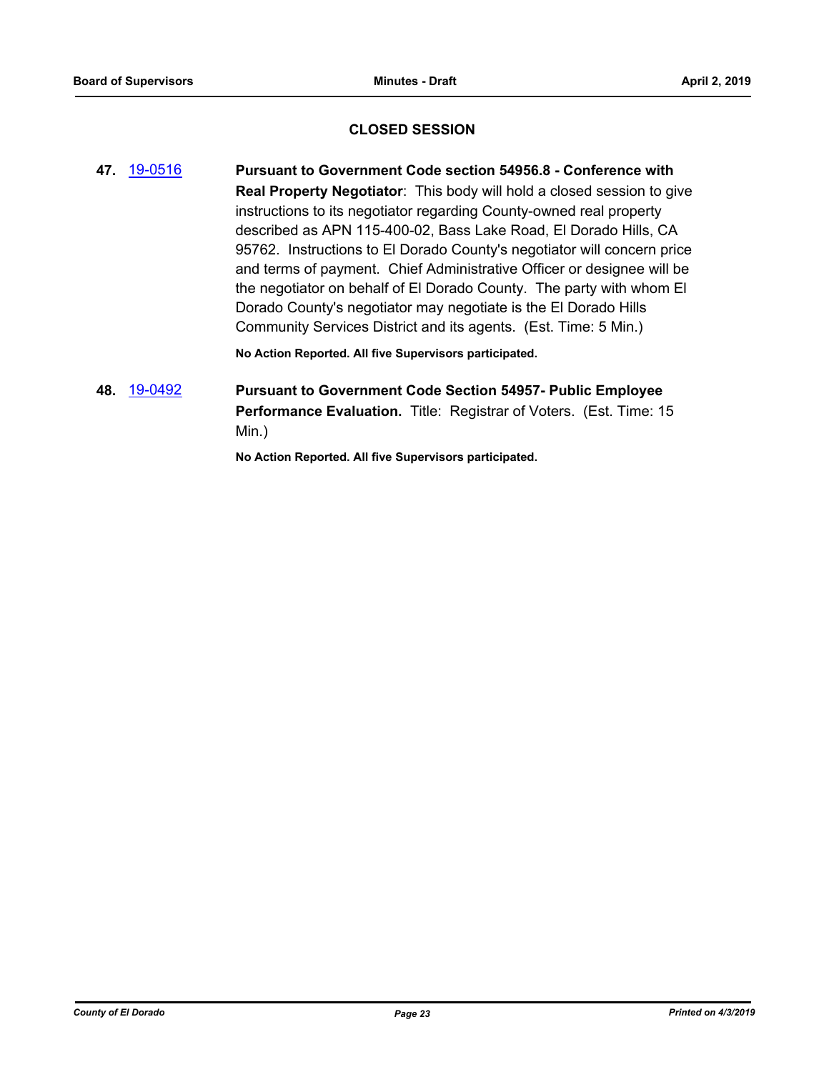## CLOSED SESSION

**47.** 19-0516 **Pursuant to Government Code section 54956.8 - Conference with Real Property Negotiator**: This body will hold a closed session to give instructions to its negotiator regarding County-owned real property described as APN 115-400-02, Bass Lake Road, El Dorado Hills, CA 95762. Instructions to El Dorado County's negotiator will concern price and terms of payment. Chief Administrative Officer or designee will be the negotiator on behalf of El Dorado County. The party with whom El Dorado County's negotiator may negotiate is the El Dorado Hills Community Services District and its agents. (Est. Time: 5 Min.)

**No Action Reported. All five Supervisors participated.**

**48.** 19-0492 **Pursuant to Government Code Section 54957- Public Employee Performance Evaluation.** Title: Registrar of Voters. (Est. Time: 15 Min.)

**No Action Reported. All five Supervisors participated.**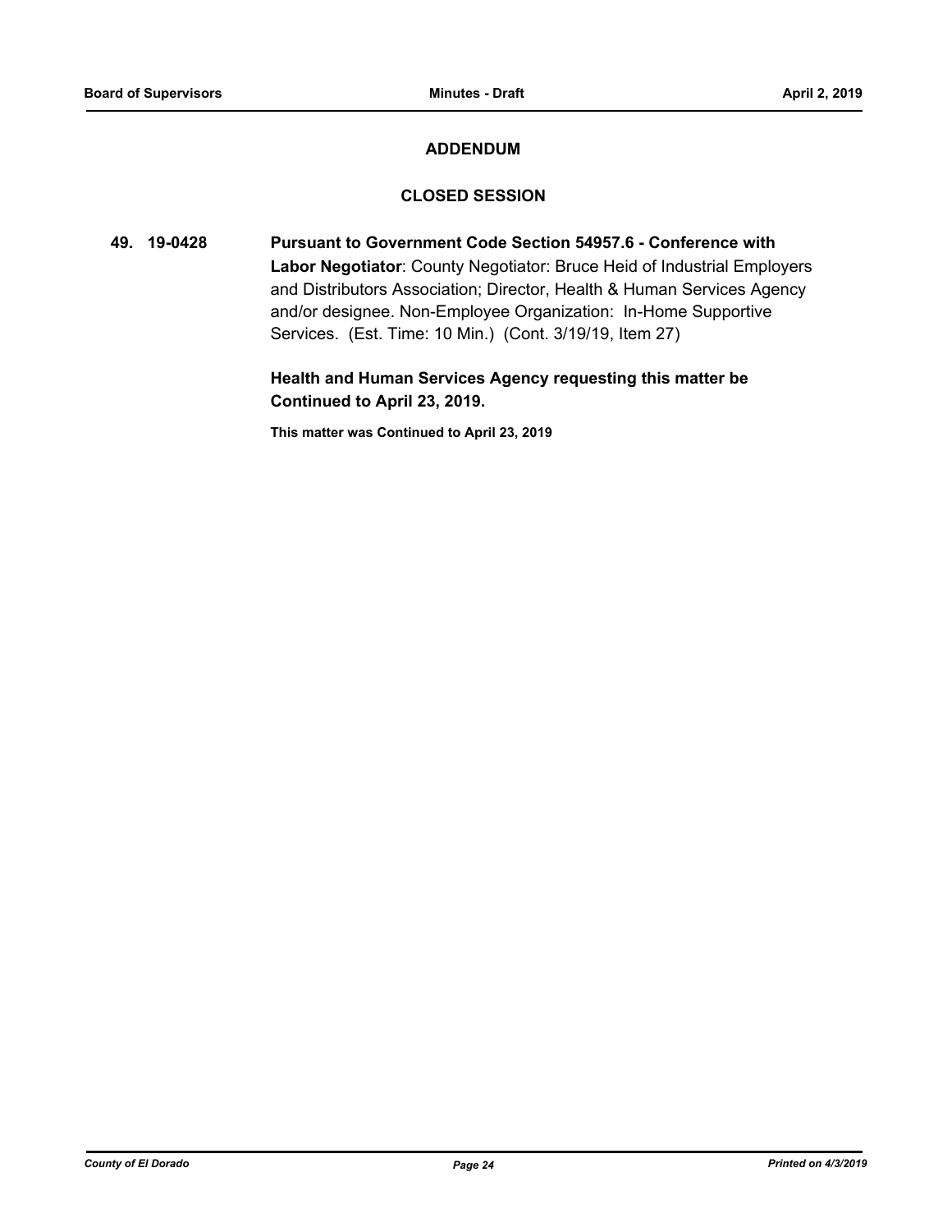## ADDENDUM

## CLOSED SESSION

**49. 19-0428** **Pursuant to Government Code Section 54957.6 - Conference with Labor Negotiator**: County Negotiator: Bruce Heid of Industrial Employers and Distributors Association; Director, Health & Human Services Agency and/or designee. Non-Employee Organization: In-Home Supportive Services. (Est. Time: 10 Min.) (Cont. 3/19/19, Item 27)

**Health and Human Services Agency requesting this matter be Continued to April 23, 2019.**

**This matter was Continued to April 23, 2019**